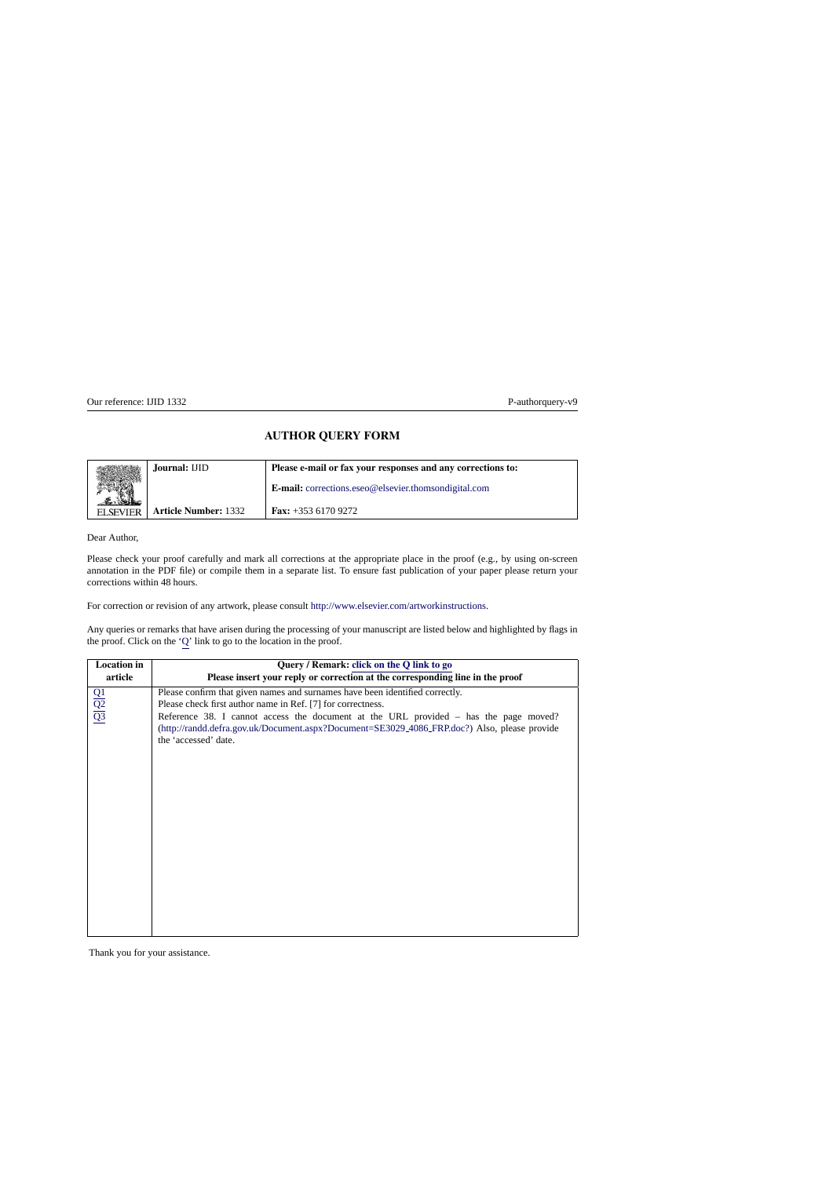Our reference: IJID 1332 P-authorquery-v9

# AUTHOR QUERY FORM

| ELSEVIER | **Journal:** IJID | **Please e-mail or fax your responses and any corrections to:** |
|---|---|---|
| | | **E-mail:** corrections.eseo@elsevier.thomsondigital.com |
| | **Article Number:** 1332 | **Fax:** +353 6170 9272 |

Dear Author,

Please check your proof carefully and mark all corrections at the appropriate place in the proof (e.g., by using on-screen annotation in the PDF file) or compile them in a separate list. To ensure fast publication of your paper please return your corrections within 48 hours.

For correction or revision of any artwork, please consult http://www.elsevier.com/artworkinstructions.

Any queries or remarks that have arisen during the processing of your manuscript are listed below and highlighted by flags in the proof. Click on the 'Q' link to go to the location in the proof.

| Location in article | Query / Remark: click on the Q link to go<br>Please insert your reply or correction at the corresponding line in the proof |
|---|---|
| Q1 | Please confirm that given names and surnames have been identified correctly. |
| Q2 | Please check first author name in Ref. [7] for correctness. |
| Q3 | Reference 38. I cannot access the document at the URL provided – has the page moved? (http://randd.defra.gov.uk/Document.aspx?Document=SE3029_4086_FRP.doc?) Also, please provide the 'accessed' date. |

Thank you for your assistance.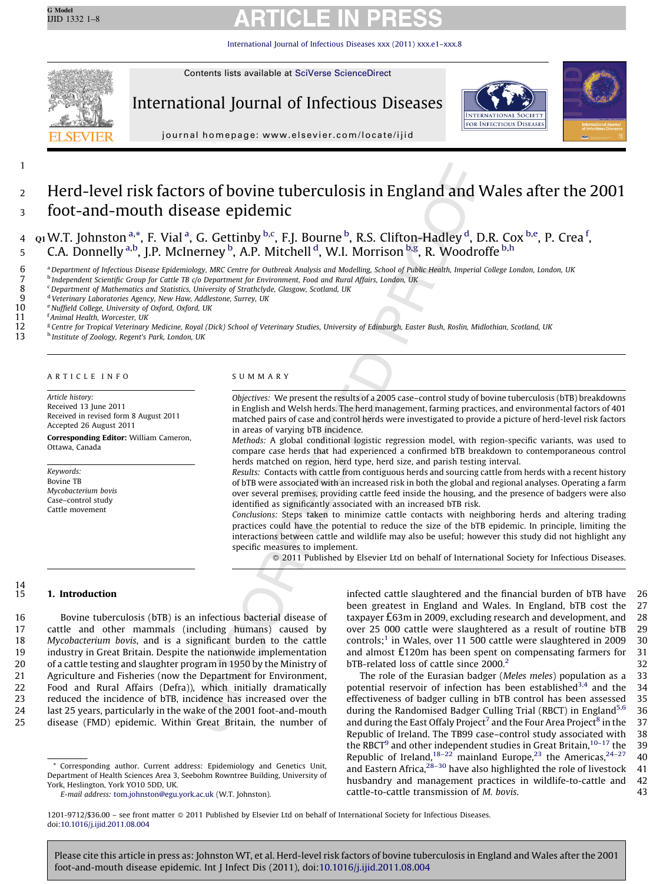# Herd-level risk factors of bovine tuberculosis in England and Wales after the 2001 foot-and-mouth disease epidemic

W.T. Johnston[a,*], F. Vial[a], G. Gettinby[b,c], F.J. Bourne[b], R.S. Clifton-Hadley[d], D.R. Cox[b,e], P. Crea[f], C.A. Donnelly[a,b], J.P. McInerney[b], A.P. Mitchell[d], W.I. Morrison[b,g], R. Woodroffe[b,h]

[a] Department of Infectious Disease Epidemiology, MRC Centre for Outbreak Analysis and Modelling, School of Public Health, Imperial College London, London, UK
[b] Independent Scientific Group for Cattle TB c/o Department for Environment, Food and Rural Affairs, London, UK
[c] Department of Mathematics and Statistics, University of Strathclyde, Glasgow, Scotland, UK
[d] Veterinary Laboratories Agency, New Haw, Addlestone, Surrey, UK
[e] Nuffield College, University of Oxford, Oxford, UK
[f] Animal Health, Worcester, UK
[g] Centre for Tropical Veterinary Medicine, Royal (Dick) School of Veterinary Studies, University of Edinburgh, Easter Bush, Roslin, Midlothian, Scotland, UK
[h] Institute of Zoology, Regent's Park, London, UK

**ARTICLE INFO**

*Article history:*
Received 13 June 2011
Received in revised form 8 August 2011
Accepted 26 August 2011

**Corresponding Editor:** William Cameron, Ottawa, Canada

*Keywords:*
Bovine TB
*Mycobacterium bovis*
Case–control study
Cattle movement

**SUMMARY**

*Objectives:* We present the results of a 2005 case–control study of bovine tuberculosis (bTB) breakdowns in English and Welsh herds. The herd management, farming practices, and environmental factors of 401 matched pairs of case and control herds were investigated to provide a picture of herd-level risk factors in areas of varying bTB incidence.

*Methods:* A global conditional logistic regression model, with region-specific variants, was used to compare case herds that had experienced a confirmed bTB breakdown to contemporaneous control herds matched on region, herd type, herd size, and parish testing interval.

*Results:* Contacts with cattle from contiguous herds and sourcing cattle from herds with a recent history of bTB were associated with an increased risk in both the global and regional analyses. Operating a farm over several premises, providing cattle feed inside the housing, and the presence of badgers were also identified as significantly associated with an increased bTB risk.

*Conclusions:* Steps taken to minimize cattle contacts with neighboring herds and altering trading practices could have the potential to reduce the size of the bTB epidemic. In principle, limiting the interactions between cattle and wildlife may also be useful; however this study did not highlight any specific measures to implement.

© 2011 Published by Elsevier Ltd on behalf of International Society for Infectious Diseases.

## 1. Introduction

Bovine tuberculosis (bTB) is an infectious bacterial disease of cattle and other mammals (including humans) caused by *Mycobacterium bovis*, and is a significant burden to the cattle industry in Great Britain. Despite the nationwide implementation of a cattle testing and slaughter program in 1950 by the Ministry of Agriculture and Fisheries (now the Department for Environment, Food and Rural Affairs (Defra)), which initially dramatically reduced the incidence of bTB, incidence has increased over the last 25 years, particularly in the wake of the 2001 foot-and-mouth disease (FMD) epidemic. Within Great Britain, the number of infected cattle slaughtered and the financial burden of bTB have been greatest in England and Wales. In England, bTB cost the taxpayer £63m in 2009, excluding research and development, and over 25 000 cattle were slaughtered as a result of routine bTB controls;[1] in Wales, over 11 500 cattle were slaughtered in 2009 and almost £120m has been spent on compensating farmers for bTB-related loss of cattle since 2000.[2]

The role of the Eurasian badger (*Meles meles*) population as a potential reservoir of infection has been established[3,4] and the effectiveness of badger culling in bTB control has been assessed during the Randomised Badger Culling Trial (RBCT) in England[5,6] and during the East Offaly Project[7] and the Four Area Project[8] in the Republic of Ireland. The TB99 case–control study associated with the RBCT[9] and other independent studies in Great Britain,[10–17] the Republic of Ireland,[18–22] mainland Europe,[23] the Americas,[24–27] and Eastern Africa,[28–30] have also highlighted the role of livestock husbandry and management practices in wildlife-to-cattle and cattle-to-cattle transmission of *M. bovis*.

* Corresponding author. Current address: Epidemiology and Genetics Unit, Department of Health Sciences Area 3, Seebohm Rowntree Building, University of York, Heslington, York YO10 5DD, UK.
E-mail address: tom.johnston@egu.york.ac.uk (W.T. Johnston).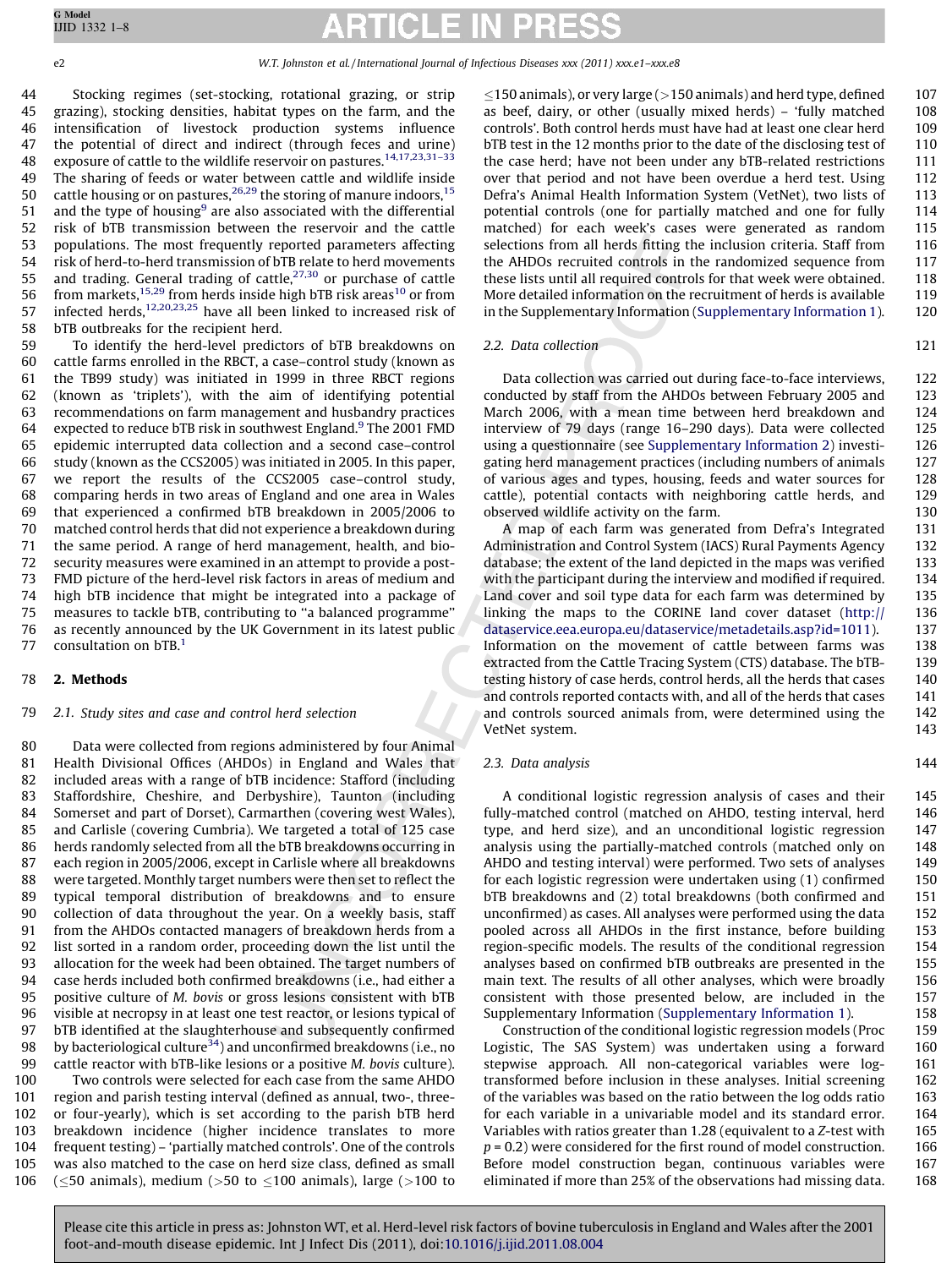Stocking regimes (set-stocking, rotational grazing, or strip grazing), stocking densities, habitat types on the farm, and the intensification of livestock production systems influence the potential of direct and indirect (through feces and urine) exposure of cattle to the wildlife reservoir on pastures.[14,17,23,31–33] The sharing of feeds or water between cattle and wildlife inside cattle housing or on pastures,[26,29] the storing of manure indoors,[15] and the type of housing[9] are also associated with the differential risk of bTB transmission between the reservoir and the cattle populations. The most frequently reported parameters affecting risk of herd-to-herd transmission of bTB relate to herd movements and trading. General trading of cattle,[27,30] or purchase of cattle from markets,[15,29] from herds inside high bTB risk areas[10] or from infected herds,[12,20,23,25] have all been linked to increased risk of bTB outbreaks for the recipient herd.

To identify the herd-level predictors of bTB breakdowns on cattle farms enrolled in the RBCT, a case–control study (known as the TB99 study) was initiated in 1999 in three RBCT regions (known as 'triplets'), with the aim of identifying potential recommendations on farm management and husbandry practices expected to reduce bTB risk in southwest England.[9] The 2001 FMD epidemic interrupted data collection and a second case–control study (known as the CCS2005) was initiated in 2005. In this paper, we report the results of the CCS2005 case–control study, comparing herds in two areas of England and one area in Wales that experienced a confirmed bTB breakdown in 2005/2006 to matched control herds that did not experience a breakdown during the same period. A range of herd management, health, and biosecurity measures were examined in an attempt to provide a post-FMD picture of the herd-level risk factors in areas of medium and high bTB incidence that might be integrated into a package of measures to tackle bTB, contributing to "a balanced programme" as recently announced by the UK Government in its latest public consultation on bTB.[1]

## 2. Methods

### 2.1. Study sites and case and control herd selection

Data were collected from regions administered by four Animal Health Divisional Offices (AHDOs) in England and Wales that included areas with a range of bTB incidence: Stafford (including Staffordshire, Cheshire, and Derbyshire), Taunton (including Somerset and part of Dorset), Carmarthen (covering west Wales), and Carlisle (covering Cumbria). We targeted a total of 125 case herds randomly selected from all the bTB breakdowns occurring in each region in 2005/2006, except in Carlisle where all breakdowns were targeted. Monthly target numbers were then set to reflect the typical temporal distribution of breakdowns and to ensure collection of data throughout the year. On a weekly basis, staff from the AHDOs contacted managers of breakdown herds from a list sorted in a random order, proceeding down the list until the allocation for the week had been obtained. The target numbers of case herds included both confirmed breakdowns (i.e., had either a positive culture of *M. bovis* or gross lesions consistent with bTB visible at necropsy in at least one test reactor, or lesions typical of bTB identified at the slaughterhouse and subsequently confirmed by bacteriological culture[34]) and unconfirmed breakdowns (i.e., no cattle reactor with bTB-like lesions or a positive *M. bovis* culture).

Two controls were selected for each case from the same AHDO region and parish testing interval (defined as annual, two-, three- or four-yearly), which is set according to the parish bTB herd breakdown incidence (higher incidence translates to more frequent testing) – 'partially matched controls'. One of the controls was also matched to the case on herd size class, defined as small (≤50 animals), medium (>50 to ≤100 animals), large (>100 to ≤150 animals), or very large (>150 animals) and herd type, defined as beef, dairy, or other (usually mixed herds) – 'fully matched controls'. Both control herds must have had at least one clear herd bTB test in the 12 months prior to the date of the disclosing test of the case herd; have not been under any bTB-related restrictions over that period and not have been overdue a herd test. Using Defra's Animal Health Information System (VetNet), two lists of potential controls (one for partially matched and one for fully matched) for each week's cases were generated as random selections from all herds fitting the inclusion criteria. Staff from the AHDOs recruited controls in the randomized sequence from these lists until all required controls for that week were obtained. More detailed information on the recruitment of herds is available in the Supplementary Information (Supplementary Information 1).

### 2.2. Data collection

Data collection was carried out during face-to-face interviews, conducted by staff from the AHDOs between February 2005 and March 2006, with a mean time between herd breakdown and interview of 79 days (range 16–290 days). Data were collected using a questionnaire (see Supplementary Information 2) investigating herd management practices (including numbers of animals of various ages and types, housing, feeds and water sources for cattle), potential contacts with neighboring cattle herds, and observed wildlife activity on the farm.

A map of each farm was generated from Defra's Integrated Administration and Control System (IACS) Rural Payments Agency database; the extent of the land depicted in the maps was verified with the participant during the interview and modified if required. Land cover and soil type data for each farm was determined by linking the maps to the CORINE land cover dataset (http://dataservice.eea.europa.eu/dataservice/metadetails.asp?id=1011). Information on the movement of cattle between farms was extracted from the Cattle Tracing System (CTS) database. The bTB-testing history of case herds, control herds, all the herds that cases and controls reported contacts with, and all of the herds that cases and controls sourced animals from, were determined using the VetNet system.

### 2.3. Data analysis

A conditional logistic regression analysis of cases and their fully-matched control (matched on AHDO, testing interval, herd type, and herd size), and an unconditional logistic regression analysis using the partially-matched controls (matched only on AHDO and testing interval) were performed. Two sets of analyses for each logistic regression were undertaken using (1) confirmed bTB breakdowns and (2) total breakdowns (both confirmed and unconfirmed) as cases. All analyses were performed using the data pooled across all AHDOs in the first instance, before building region-specific models. The results of the conditional regression analyses based on confirmed bTB outbreaks are presented in the main text. The results of all other analyses, which were broadly consistent with those presented below, are included in the Supplementary Information (Supplementary Information 1).

Construction of the conditional logistic regression models (Proc Logistic, The SAS System) was undertaken using a forward stepwise approach. All non-categorical variables were log-transformed before inclusion in these analyses. Initial screening of the variables was based on the ratio between the log odds ratio for each variable in a univariable model and its standard error. Variables with ratios greater than 1.28 (equivalent to a $Z$-test with $p = 0.2$) were considered for the first round of model construction. Before model construction began, continuous variables were eliminated if more than 25% of the observations had missing data.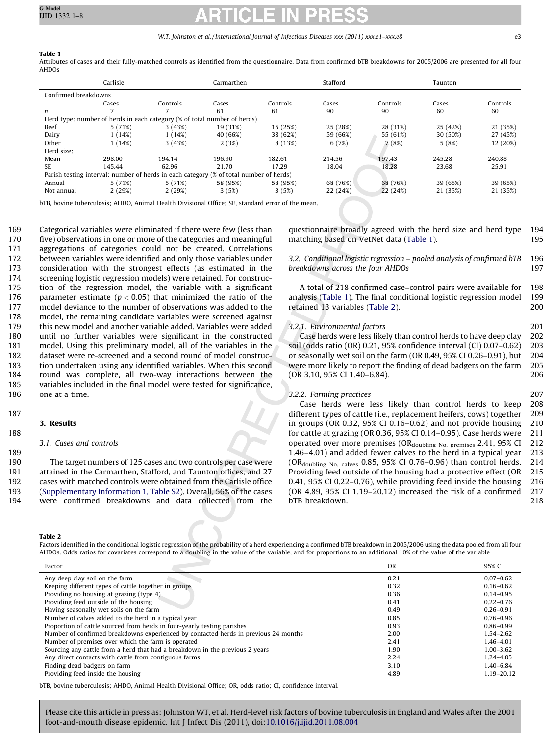**Table 1**
Attributes of cases and their fully-matched controls as identified from the questionnaire. Data from confirmed bTB breakdowns for 2005/2006 are presented for all four AHDOs

| | Carlisle | | Carmarthen | | Stafford | | Taunton | |
|---|---|---|---|---|---|---|---|---|
| Confirmed breakdowns | | | | | | | | |
| | Cases | Controls | Cases | Controls | Cases | Controls | Cases | Controls |
| $n$ | 7 | 7 | 61 | 61 | 90 | 90 | 60 | 60 |
| Herd type: number of herds in each category (% of total number of herds) | | | | | | | | |
| Beef | 5 (71%) | 3 (43%) | 19 (31%) | 15 (25%) | 25 (28%) | 28 (31%) | 25 (42%) | 21 (35%) |
| Dairy | 1 (14%) | 1 (14%) | 40 (66%) | 38 (62%) | 59 (66%) | 55 (61%) | 30 (50%) | 27 (45%) |
| Other | 1 (14%) | 3 (43%) | 2 (3%) | 8 (13%) | 6 (7%) | 7 (8%) | 5 (8%) | 12 (20%) |
| Herd size: | | | | | | | | |
| Mean | 298.00 | 194.14 | 196.90 | 182.61 | 214.56 | 197.43 | 245.28 | 240.88 |
| SE | 145.44 | 62.96 | 21.70 | 17.29 | 18.04 | 18.28 | 23.68 | 25.91 |
| Parish testing interval: number of herds in each category (% of total number of herds) | | | | | | | | |
| Annual | 5 (71%) | 5 (71%) | 58 (95%) | 58 (95%) | 68 (76%) | 68 (76%) | 39 (65%) | 39 (65%) |
| Not annual | 2 (29%) | 2 (29%) | 3 (5%) | 3 (5%) | 22 (24%) | 22 (24%) | 21 (35%) | 21 (35%) |

bTB, bovine tuberculosis; AHDO, Animal Health Divisional Office; SE, standard error of the mean.

Categorical variables were eliminated if there were few (less than five) observations in one or more of the categories and meaningful aggregations of categories could not be created. Correlations between variables were identified and only those variables under consideration with the strongest effects (as estimated in the screening logistic regression models) were retained. For construction of the regression model, the variable with a significant parameter estimate ($p < 0.05$) that minimized the ratio of the model deviance to the number of observations was added to the model, the remaining candidate variables were screened against this new model and another variable added. Variables were added until no further variables were significant in the constructed model. Using this preliminary model, all of the variables in the dataset were re-screened and a second round of model construction undertaken using any identified variables. When this second round was complete, all two-way interactions between the variables included in the final model were tested for significance, one at a time.

## 3. Results

### 3.1. Cases and controls

The target numbers of 125 cases and two controls per case were attained in the Carmarthen, Stafford, and Taunton offices, and 27 cases with matched controls were obtained from the Carlisle office (Supplementary Information 1, Table S2). Overall, 56% of the cases were confirmed breakdowns and data collected from the questionnaire broadly agreed with the herd size and herd type matching based on VetNet data (Table 1).

### 3.2. Conditional logistic regression – pooled analysis of confirmed bTB breakdowns across the four AHDOs

A total of 218 confirmed case–control pairs were available for analysis (Table 1). The final conditional logistic regression model retained 13 variables (Table 2).

#### 3.2.1. Environmental factors

Case herds were less likely than control herds to have deep clay soil (odds ratio (OR) 0.21, 95% confidence interval (CI) 0.07–0.62) or seasonally wet soil on the farm (OR 0.49, 95% CI 0.26–0.91), but were more likely to report the finding of dead badgers on the farm (OR 3.10, 95% CI 1.40–6.84).

#### 3.2.2. Farming practices

Case herds were less likely than control herds to keep different types of cattle (i.e., replacement heifers, cows) together in groups (OR 0.32, 95% CI 0.16–0.62) and not provide housing for cattle at grazing (OR 0.36, 95% CI 0.14–0.95). Case herds were operated over more premises ($OR_{doubling\ No.\ premises}$ 2.41, 95% CI 1.46–4.01) and added fewer calves to the herd in a typical year ($OR_{doubling\ No.\ calves}$ 0.85, 95% CI 0.76–0.96) than control herds. Providing feed outside of the housing had a protective effect (OR 0.41, 95% CI 0.22–0.76), while providing feed inside the housing (OR 4.89, 95% CI 1.19–20.12) increased the risk of a confirmed bTB breakdown.

**Table 2**
Factors identified in the conditional logistic regression of the probability of a herd experiencing a confirmed bTB breakdown in 2005/2006 using the data pooled from all four AHDOs. Odds ratios for covariates correspond to a doubling in the value of the variable, and for proportions to an additional 10% of the value of the variable

| Factor | OR | 95% CI |
|---|---|---|
| Any deep clay soil on the farm | 0.21 | 0.07–0.62 |
| Keeping different types of cattle together in groups | 0.32 | 0.16–0.62 |
| Providing no housing at grazing (type 4) | 0.36 | 0.14–0.95 |
| Providing feed outside of the housing | 0.41 | 0.22–0.76 |
| Having seasonally wet soils on the farm | 0.49 | 0.26–0.91 |
| Number of calves added to the herd in a typical year | 0.85 | 0.76–0.96 |
| Proportion of cattle sourced from herds in four-yearly testing parishes | 0.93 | 0.86–0.99 |
| Number of confirmed breakdowns experienced by contacted herds in previous 24 months | 2.00 | 1.54–2.62 |
| Number of premises over which the farm is operated | 2.41 | 1.46–4.01 |
| Sourcing any cattle from a herd that had a breakdown in the previous 2 years | 1.90 | 1.00–3.62 |
| Any direct contacts with cattle from contiguous farms | 2.24 | 1.24–4.05 |
| Finding dead badgers on farm | 3.10 | 1.40–6.84 |
| Providing feed inside the housing | 4.89 | 1.19–20.12 |

bTB, bovine tuberculosis; AHDO, Animal Health Divisional Office; OR, odds ratio; CI, confidence interval.

Please cite this article in press as: Johnston WT, et al. Herd-level risk factors of bovine tuberculosis in England and Wales after the 2001 foot-and-mouth disease epidemic. Int J Infect Dis (2011), doi:10.1016/j.ijid.2011.08.004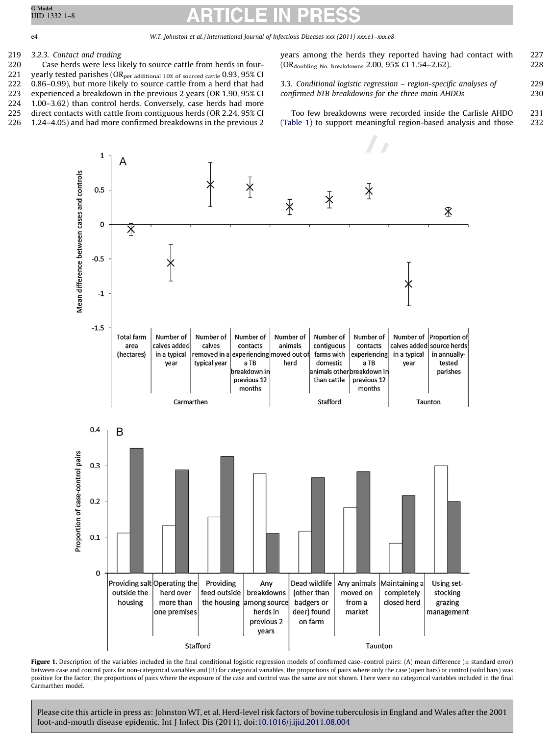### 3.2.3. Contact and trading

Case herds were less likely to source cattle from herds in four-yearly tested parishes ($OR_{per\ additional\ 10\%\ of\ sourced\ cattle}$ 0.93, 95% CI 0.86–0.99), but more likely to source cattle from a herd that had experienced a breakdown in the previous 2 years (OR 1.90, 95% CI 1.00–3.62) than control herds. Conversely, case herds had more direct contacts with cattle from contiguous herds (OR 2.24, 95% CI 1.24–4.05) and had more confirmed breakdowns in the previous 2 years among the herds they reported having had contact with ($OR_{doubling\ No.\ breakdowns}$ 2.00, 95% CI 1.54–2.62).

## 3.3. Conditional logistic regression – region-specific analyses of confirmed bTB breakdowns for the three main AHDOs

Too few breakdowns were recorded inside the Carlisle AHDO (Table 1) to support meaningful region-based analysis and those

**Figure 1.** Description of the variables included in the final conditional logistic regression models of confirmed case–control pairs: (A) mean difference (± standard error) between case and control pairs for non-categorical variables and (B) for categorical variables, the proportions of pairs where only the case (open bars) or control (solid bars) was positive for the factor; the proportions of pairs where the exposure of the case and control was the same are not shown. There were no categorical variables included in the final Carmarthen model.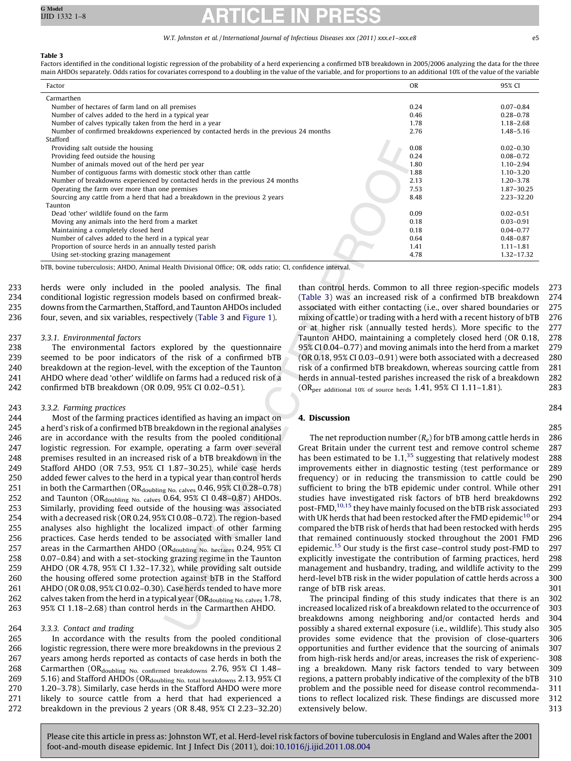**Table 3**

Factors identified in the conditional logistic regression of the probability of a herd experiencing a confirmed bTB breakdown in 2005/2006 analyzing the data for the three main AHDOs separately. Odds ratios for covariates correspond to a doubling in the value of the variable, and for proportions to an additional 10% of the value of the variable

| Factor | OR | 95% CI |
|---|---|---|
| Carmarthen | | |
| Number of hectares of farm land on all premises | 0.24 | 0.07–0.84 |
| Number of calves added to the herd in a typical year | 0.46 | 0.28–0.78 |
| Number of calves typically taken from the herd in a year | 1.78 | 1.18–2.68 |
| Number of confirmed breakdowns experienced by contacted herds in the previous 24 months | 2.76 | 1.48–5.16 |
| Stafford | | |
| Providing salt outside the housing | 0.08 | 0.02–0.30 |
| Providing feed outside the housing | 0.24 | 0.08–0.72 |
| Number of animals moved out of the herd per year | 1.80 | 1.10–2.94 |
| Number of contiguous farms with domestic stock other than cattle | 1.88 | 1.10–3.20 |
| Number of breakdowns experienced by contacted herds in the previous 24 months | 2.13 | 1.20–3.78 |
| Operating the farm over more than one premises | 7.53 | 1.87–30.25 |
| Sourcing any cattle from a herd that had a breakdown in the previous 2 years | 8.48 | 2.23–32.20 |
| Taunton | | |
| Dead 'other' wildlife found on the farm | 0.09 | 0.02–0.51 |
| Moving any animals into the herd from a market | 0.18 | 0.03–0.91 |
| Maintaining a completely closed herd | 0.18 | 0.04–0.77 |
| Number of calves added to the herd in a typical year | 0.64 | 0.48–0.87 |
| Proportion of source herds in an annually tested parish | 1.41 | 1.11–1.81 |
| Using set-stocking grazing management | 4.78 | 1.32–17.32 |

bTB, bovine tuberculosis; AHDO, Animal Health Divisional Office; OR, odds ratio; CI, confidence interval.

herds were only included in the pooled analysis. The final conditional logistic regression models based on confirmed breakdowns from the Carmarthen, Stafford, and Taunton AHDOs included four, seven, and six variables, respectively (Table 3 and Figure 1).

### 3.3.1. Environmental factors

The environmental factors explored by the questionnaire seemed to be poor indicators of the risk of a confirmed bTB breakdown at the region-level, with the exception of the Taunton AHDO where dead 'other' wildlife on farms had a reduced risk of a confirmed bTB breakdown (OR 0.09, 95% CI 0.02–0.51).

### 3.3.2. Farming practices

Most of the farming practices identified as having an impact on a herd's risk of a confirmed bTB breakdown in the regional analyses are in accordance with the results from the pooled conditional logistic regression. For example, operating a farm over several premises resulted in an increased risk of a bTB breakdown in the Stafford AHDO (OR 7.53, 95% CI 1.87–30.25), while case herds added fewer calves to the herd in a typical year than control herds in both the Carmarthen ($OR_{\text{doubling No. calves}}$ 0.46, 95% CI 0.28–0.78) and Taunton ($OR_{\text{doubling No. calves}}$ 0.64, 95% CI 0.48–0.87) AHDOs. Similarly, providing feed outside of the housing was associated with a decreased risk (OR 0.24, 95% CI 0.08–0.72). The region-based analyses also highlight the localized impact of other farming practices. Case herds tended to be associated with smaller land areas in the Carmarthen AHDO ($OR_{\text{doubling No. hectares}}$ 0.24, 95% CI 0.07–0.84) and with a set-stocking grazing regime in the Taunton AHDO (OR 4.78, 95% CI 1.32–17.32), while providing salt outside the housing offered some protection against bTB in the Stafford AHDO (OR 0.08, 95% CI 0.02–0.30). Case herds tended to have more calves taken from the herd in a typical year ($OR_{\text{doubling No. calves}}$ 1.78, 95% CI 1.18–2.68) than control herds in the Carmarthen AHDO.

### 3.3.3. Contact and trading

In accordance with the results from the pooled conditional logistic regression, there were more breakdowns in the previous 2 years among herds reported as contacts of case herds in both the Carmarthen ($OR_{\text{doubling No. confirmed breakdowns}}$ 2.76, 95% CI 1.48–5.16) and Stafford AHDOs ($OR_{\text{doubling No. total breakdowns}}$ 2.13, 95% CI 1.20–3.78). Similarly, case herds in the Stafford AHDO were more likely to source cattle from a herd that had experienced a breakdown in the previous 2 years (OR 8.48, 95% CI 2.23–32.20) than control herds. Common to all three region-specific models (Table 3) was an increased risk of a confirmed bTB breakdown associated with either contacting (i.e., over shared boundaries or mixing of cattle) or trading with a herd with a recent history of bTB or at higher risk (annually tested herds). More specific to the Taunton AHDO, maintaining a completely closed herd (OR 0.18, 95% CI 0.04–0.77) and moving animals into the herd from a market (OR 0.18, 95% CI 0.03–0.91) were both associated with a decreased risk of a confirmed bTB breakdown, whereas sourcing cattle from herds in annual-tested parishes increased the risk of a breakdown ($OR_{\text{per additional 10\% of source herds}}$ 1.41, 95% CI 1.11–1.81).

## 4. Discussion

The net reproduction number ($R_e$) for bTB among cattle herds in Great Britain under the current test and remove control scheme has been estimated to be 1.1,[35] suggesting that relatively modest improvements either in diagnostic testing (test performance or frequency) or in reducing the transmission to cattle could be sufficient to bring the bTB epidemic under control. While other studies have investigated risk factors of bTB herd breakdowns post-FMD,[10,15] they have mainly focused on the bTB risk associated with UK herds that had been restocked after the FMD epidemic[10] or compared the bTB risk of herds that had been restocked with herds that remained continuously stocked throughout the 2001 FMD epidemic.[15] Our study is the first case–control study post-FMD to explicitly investigate the contribution of farming practices, herd management and husbandry, trading, and wildlife activity to the herd-level bTB risk in the wider population of cattle herds across a range of bTB risk areas.

The principal finding of this study indicates that there is an increased localized risk of a breakdown related to the occurrence of breakdowns among neighboring and/or contacted herds and possibly a shared external exposure (i.e., wildlife). This study also provides some evidence that the provision of close-quarters opportunities and further evidence that the sourcing of animals from high-risk herds and/or areas, increases the risk of experiencing a breakdown. Many risk factors tended to vary between regions, a pattern probably indicative of the complexity of the bTB problem and the possible need for disease control recommendations to reflect localized risk. These findings are discussed more extensively below.

Please cite this article in press as: Johnston WT, et al. Herd-level risk factors of bovine tuberculosis in England and Wales after the 2001 foot-and-mouth disease epidemic. Int J Infect Dis (2011), doi:10.1016/j.ijid.2011.08.004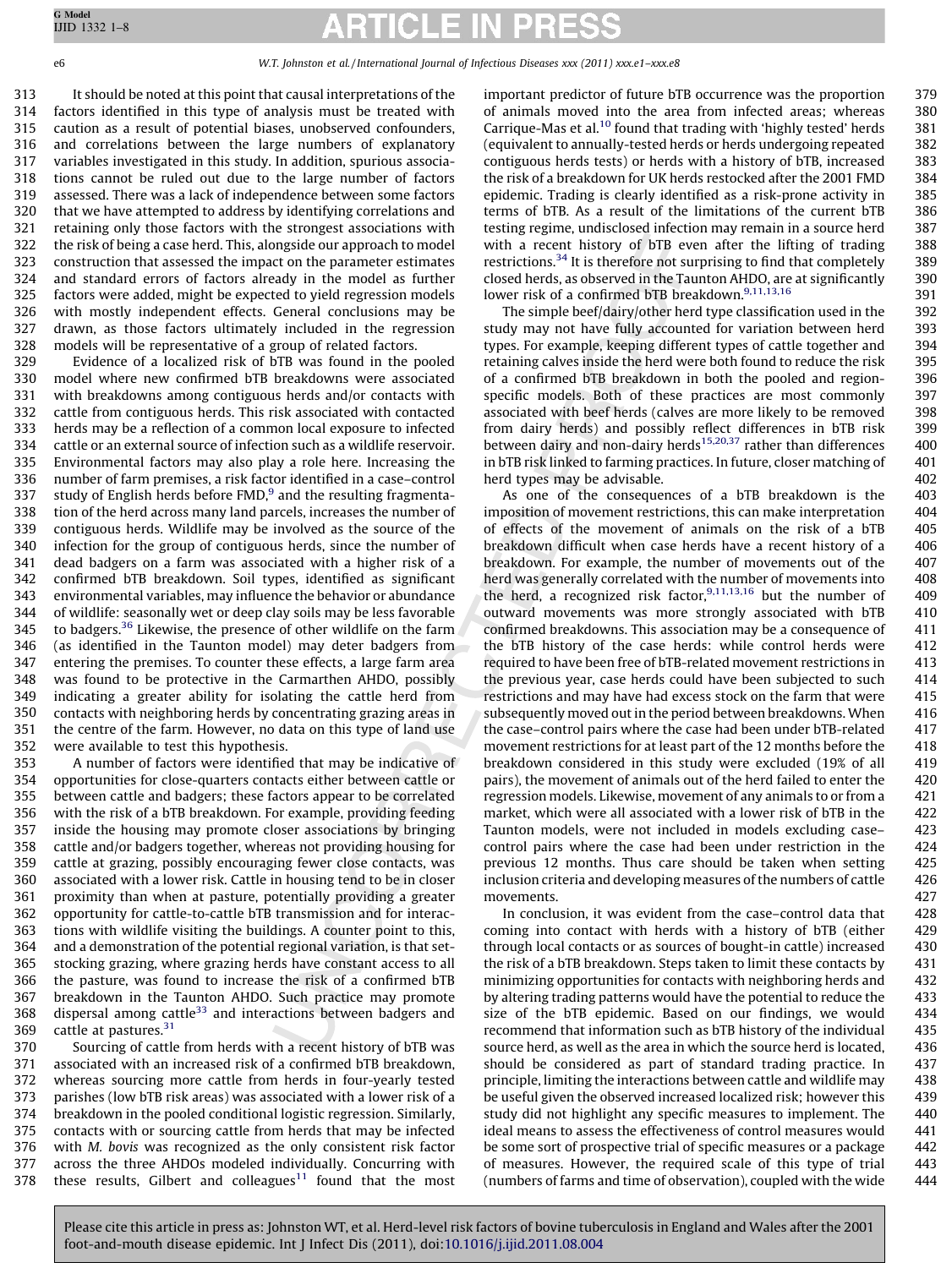It should be noted at this point that causal interpretations of the factors identified in this type of analysis must be treated with caution as a result of potential biases, unobserved confounders, and correlations between the large numbers of explanatory variables investigated in this study. In addition, spurious associations cannot be ruled out due to the large number of factors assessed. There was a lack of independence between some factors that we have attempted to address by identifying correlations and retaining only those factors with the strongest associations with the risk of being a case herd. This, alongside our approach to model construction that assessed the impact on the parameter estimates and standard errors of factors already in the model as further factors were added, might be expected to yield regression models with mostly independent effects. General conclusions may be drawn, as those factors ultimately included in the regression models will be representative of a group of related factors.

Evidence of a localized risk of bTB was found in the pooled model where new confirmed bTB breakdowns were associated with breakdowns among contiguous herds and/or contacts with cattle from contiguous herds. This risk associated with contacted herds may be a reflection of a common local exposure to infected cattle or an external source of infection such as a wildlife reservoir. Environmental factors may also play a role here. Increasing the number of farm premises, a risk factor identified in a case–control study of English herds before FMD,[9] and the resulting fragmentation of the herd across many land parcels, increases the number of contiguous herds. Wildlife may be involved as the source of the infection for the group of contiguous herds, since the number of dead badgers on a farm was associated with a higher risk of a confirmed bTB breakdown. Soil types, identified as significant environmental variables, may influence the behavior or abundance of wildlife: seasonally wet or deep clay soils may be less favorable to badgers.[36] Likewise, the presence of other wildlife on the farm (as identified in the Taunton model) may deter badgers from entering the premises. To counter these effects, a large farm area was found to be protective in the Carmarthen AHDO, possibly indicating a greater ability for isolating the cattle herd from contacts with neighboring herds by concentrating grazing areas in the centre of the farm. However, no data on this type of land use were available to test this hypothesis.

A number of factors were identified that may be indicative of opportunities for close-quarters contacts either between cattle or between cattle and badgers; these factors appear to be correlated with the risk of a bTB breakdown. For example, providing feeding inside the housing may promote closer associations by bringing cattle and/or badgers together, whereas not providing housing for cattle at grazing, possibly encouraging fewer close contacts, was associated with a lower risk. Cattle in housing tend to be in closer proximity than when at pasture, potentially providing a greater opportunity for cattle-to-cattle bTB transmission and for interactions with wildlife visiting the buildings. A counter point to this, and a demonstration of the potential regional variation, is that set-stocking grazing, where grazing herds have constant access to all the pasture, was found to increase the risk of a confirmed bTB breakdown in the Taunton AHDO. Such practice may promote dispersal among cattle[33] and interactions between badgers and cattle at pastures.[31]

Sourcing of cattle from herds with a recent history of bTB was associated with an increased risk of a confirmed bTB breakdown, whereas sourcing more cattle from herds in four-yearly tested parishes (low bTB risk areas) was associated with a lower risk of a breakdown in the pooled conditional logistic regression. Similarly, contacts with or sourcing cattle from herds that may be infected with *M. bovis* was recognized as the only consistent risk factor across the three AHDOs modeled individually. Concurring with these results, Gilbert and colleagues[11] found that the most important predictor of future bTB occurrence was the proportion of animals moved into the area from infected areas; whereas Carrique-Mas et al.[10] found that trading with 'highly tested' herds (equivalent to annually-tested herds or herds undergoing repeated contiguous herds tests) or herds with a history of bTB, increased the risk of a breakdown for UK herds restocked after the 2001 FMD epidemic. Trading is clearly identified as a risk-prone activity in terms of bTB. As a result of the limitations of the current bTB testing regime, undisclosed infection may remain in a source herd with a recent history of bTB even after the lifting of trading restrictions.[34] It is therefore not surprising to find that completely closed herds, as observed in the Taunton AHDO, are at significantly lower risk of a confirmed bTB breakdown.[9,11,13,16]

The simple beef/dairy/other herd type classification used in the study may not have fully accounted for variation between herd types. For example, keeping different types of cattle together and retaining calves inside the herd were both found to reduce the risk of a confirmed bTB breakdown in both the pooled and region-specific models. Both of these practices are most commonly associated with beef herds (calves are more likely to be removed from dairy herds) and possibly reflect differences in bTB risk between dairy and non-dairy herds[15,20,37] rather than differences in bTB risk linked to farming practices. In future, closer matching of herd types may be advisable.

As one of the consequences of a bTB breakdown is the imposition of movement restrictions, this can make interpretation of effects of the movement of animals on the risk of a bTB breakdown difficult when case herds have a recent history of a breakdown. For example, the number of movements out of the herd was generally correlated with the number of movements into the herd, a recognized risk factor,[9,11,13,16] but the number of outward movements was more strongly associated with bTB confirmed breakdowns. This association may be a consequence of the bTB history of the case herds: while control herds were required to have been free of bTB-related movement restrictions in the previous year, case herds could have been subjected to such restrictions and may have had excess stock on the farm that were subsequently moved out in the period between breakdowns. When the case–control pairs where the case had been under bTB-related movement restrictions for at least part of the 12 months before the breakdown considered in this study were excluded (19% of all pairs), the movement of animals out of the herd failed to enter the regression models. Likewise, movement of any animals to or from a market, which were all associated with a lower risk of bTB in the Taunton models, were not included in models excluding case–control pairs where the case had been under restriction in the previous 12 months. Thus care should be taken when setting inclusion criteria and developing measures of the numbers of cattle movements.

In conclusion, it was evident from the case–control data that coming into contact with herds with a history of bTB (either through local contacts or as sources of bought-in cattle) increased the risk of a bTB breakdown. Steps taken to limit these contacts by minimizing opportunities for contacts with neighboring herds and by altering trading patterns would have the potential to reduce the size of the bTB epidemic. Based on our findings, we would recommend that information such as bTB history of the individual source herd, as well as the area in which the source herd is located, should be considered as part of standard trading practice. In principle, limiting the interactions between cattle and wildlife may be useful given the observed increased localized risk; however this study did not highlight any specific measures to implement. The ideal means to assess the effectiveness of control measures would be some sort of prospective trial of specific measures or a package of measures. However, the required scale of this type of trial (numbers of farms and time of observation), coupled with the wide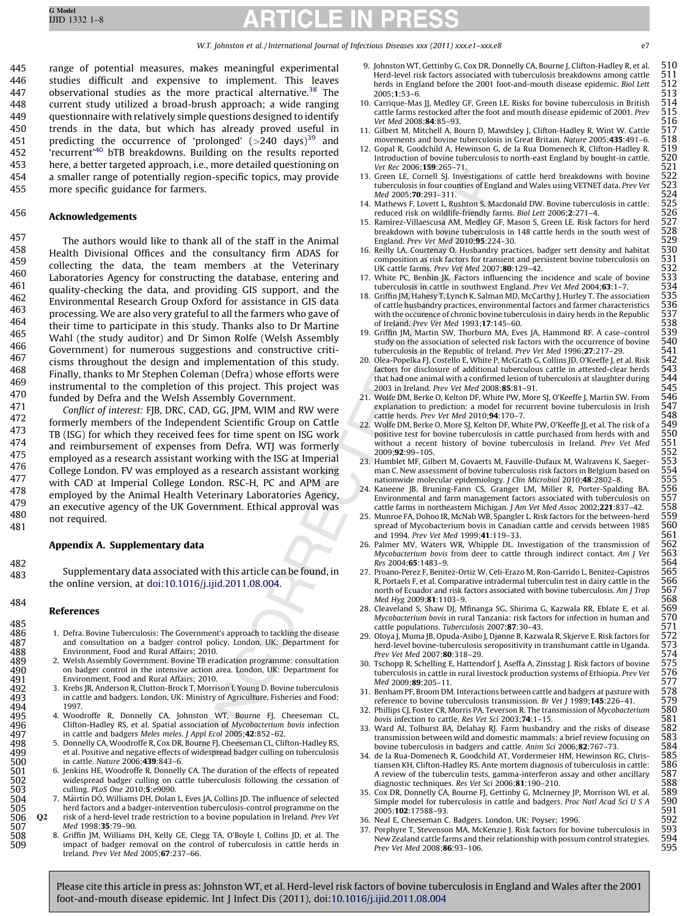range of potential measures, makes meaningful experimental studies difficult and expensive to implement. This leaves observational studies as the more practical alternative.[38] The current study utilized a broad-brush approach; a wide ranging questionnaire with relatively simple questions designed to identify trends in the data, but which has already proved useful in predicting the occurrence of 'prolonged' (>240 days)[39] and 'recurrent'[40] bTB breakdowns. Building on the results reported here, a better targeted approach, i.e., more detailed questioning on a smaller range of potentially region-specific topics, may provide more specific guidance for farmers.

## Acknowledgements

The authors would like to thank all of the staff in the Animal Health Divisional Offices and the consultancy firm ADAS for collecting the data, the team members at the Veterinary Laboratories Agency for constructing the database, entering and quality-checking the data, and providing GIS support, and the Environmental Research Group Oxford for assistance in GIS data processing. We are also very grateful to all the farmers who gave of their time to participate in this study. Thanks also to Dr Martine Wahl (the study auditor) and Dr Simon Rolfe (Welsh Assembly Government) for numerous suggestions and constructive criticisms throughout the design and implementation of this study. Finally, thanks to Mr Stephen Coleman (Defra) whose efforts were instrumental to the completion of this project. This project was funded by Defra and the Welsh Assembly Government.

*Conflict of interest:* FJB, DRC, CAD, GG, JPM, WIM and RW were formerly members of the Independent Scientific Group on Cattle TB (ISG) for which they received fees for time spent on ISG work and reimbursement of expenses from Defra. WTJ was formerly employed as a research assistant working with the ISG at Imperial College London. FV was employed as a research assistant working with CAD at Imperial College London. RSC-H, PC and APM are employed by the Animal Health Veterinary Laboratories Agency, an executive agency of the UK Government. Ethical approval was not required.

## Appendix A. Supplementary data

Supplementary data associated with this article can be found, in the online version, at doi:10.1016/j.ijid.2011.08.004.

## References

1. Defra. Bovine Tuberculosis: The Government's approach to tackling the disease and consultation on a badger control policy. London, UK: Department for Environment, Food and Rural Affairs; 2010.
2. Welsh Assembly Government. Bovine TB eradication programme: consultation on badger control in the intensive action area. London, UK: Department for Environment, Food and Rural Affairs; 2010.
3. Krebs JR, Anderson R, Clutton-Brock T, Morrison I, Young D. Bovine tuberculosis in cattle and badgers. London, UK: Ministry of Agriculture, Fisheries and Food; 1997.
4. Woodroffe R, Donnelly CA, Johnston WT, Bourne FJ, Cheeseman CL, Clifton-Hadley RS, et al. Spatial association of *Mycobacterium bovis* infection in cattle and badgers *Meles meles*. *J Appl Ecol* 2005;**42**:852–62.
5. Donnelly CA, Woodroffe R, Cox DR, Bourne FJ, Cheeseman CL, Clifton-Hadley RS, et al. Positive and negative effects of widespread badger culling on tuberculosis in cattle. *Nature* 2006;**439**:843–6.
6. Jenkins HE, Woodroffe R, Donnelly CA. The duration of the effects of repeated widespread badger culling on cattle tuberculosis following the cessation of culling. *PLoS One* 2010;**5**:e9090.
7. Máirtín DÓ, Williams DH, Dolan L, Eves JA, Collins JD. The influence of selected herd factors and a badger-intervention tuberculosis-control programme on the risk of a herd-level trade restriction to a bovine population in Ireland. *Prev Vet Med* 1998;**35**:79–90.
8. Griffin JM, Williams DH, Kelly GE, Clegg TA, O'Boyle I, Collins JD, et al. The impact of badger removal on the control of tuberculosis in cattle herds in Ireland. *Prev Vet Med* 2005;**67**:237–66.
9. Johnston WT, Gettinby G, Cox DR, Donnelly CA, Bourne J, Clifton-Hadley R, et al. Herd-level risk factors associated with tuberculosis breakdowns among cattle herds in England before the 2001 foot-and-mouth disease epidemic. *Biol Lett* 2005;**1**:53–6.
10. Carrique-Mas JJ, Medley GF, Green LE. Risks for bovine tuberculosis in British cattle farms restocked after the foot and mouth disease epidemic of 2001. *Prev Vet Med* 2008;**84**:85–93.
11. Gilbert M, Mitchell A, Bourn D, Mawdsley J, Clifton-Hadley R, Wint W. Cattle movements and bovine tuberculosis in Great Britain. *Nature* 2005;**435**:491–6.
12. Gopal R, Goodchild A, Hewinson G, de la Rua Domenech R, Clifton-Hadley R. Introduction of bovine tuberculosis to north-east England by bought-in cattle. *Vet Rec* 2006;**159**:265–71.
13. Green LE, Cornell SJ. Investigations of cattle herd breakdowns with bovine tuberculosis in four counties of England and Wales using VETNET data. *Prev Vet Med* 2005;**70**:293–311.
14. Mathews F, Lovett L, Rushton S, Macdonald DW. Bovine tuberculosis in cattle: reduced risk on wildlife-friendly farms. *Biol Lett* 2006;**2**:271–4.
15. Ramírez-Villaescusa AM, Medley GF, Mason S, Green LE. Risk factors for herd breakdown with bovine tuberculosis in 148 cattle herds in the south west of England. *Prev Vet Med* 2010;**95**:224–30.
16. Reilly LA, Courtenay O. Husbandry practices, badger sett density and habitat composition as risk factors for transient and persistent bovine tuberculosis on UK cattle farms. *Prev Vet Med* 2007;**80**:129–42.
17. White PC, Benhin JK. Factors influencing the incidence and scale of bovine tuberculosis in cattle in southwest England. *Prev Vet Med* 2004;**63**:1–7.
18. Griffin JM, Hahesy T, Lynch K, Salman MD, McCarthy J, Hurley T. The association of cattle husbandry practices, environmental factors and farmer characteristics with the occurence of chronic bovine tuberculosis in dairy herds in the Republic of Ireland. *Prev Vet Med* 1993;**17**:145–60.
19. Griffin JM, Martin SW, Thorburn MA, Eves JA, Hammond RF. A case–control study on the association of selected risk factors with the occurrence of bovine tuberculosis in the Republic of Ireland. *Prev Vet Med* 1996;**27**:217–29.
20. Olea-Popelka FJ, Costello E, White P, McGrath G, Collins JD, O'Keeffe J, et al. Risk factors for disclosure of additional tuberculous cattle in attested-clear herds that had one animal with a confirmed lesion of tuberculosis at slaughter during 2003 in Ireland. *Prev Vet Med* 2008;**85**:81–91.
21. Wolfe DM, Berke O, Kelton DF, White PW, More SJ, O'Keeffe J, Martin SW. From explanation to prediction: a model for recurrent bovine tuberculosis in Irish cattle herds. *Prev Vet Med* 2010;**94**:170–7.
22. Wolfe DM, Berke O, More SJ, Kelton DF, White PW, O'Keeffe JJ, et al. The risk of a positive test for bovine tuberculosis in cattle purchased from herds with and without a recent history of bovine tuberculosis in Ireland. *Prev Vet Med* 2009;**92**:99–105.
23. Humblet MF, Gilbert M, Govaerts M, Fauville-Dufaux M, Walravens K, Saegerman C. New assessment of bovine tuberculosis risk factors in Belgium based on nationwide molecular epidemiology. *J Clin Microbiol* 2010;**48**:2802–8.
24. Kaneene JB, Bruning-Fann CS, Granger LM, Miller R, Porter-Spalding BA. Environmental and farm management factors associated with tuberculosis on cattle farms in northeastern Michigan. *J Am Vet Med Assoc* 2002;**221**:837–42.
25. Munroe FA, Dohoo IR, McNab WB, Spangler L. Risk factors for the between-herd spread of *Mycobacterium bovis* in Canadian cattle and cervids between 1985 and 1994. *Prev Vet Med* 1999;**41**:119–33.
26. Palmer MV, Waters WR, Whipple DL. Investigation of the transmission of *Mycobacterium bovis* from deer to cattle through indirect contact. *Am J Vet Res* 2004;**65**:1483–9.
27. Proano-Perez F, Benitez-Ortiz W, Celi-Erazo M, Ron-Garrido L, Benitez-Capistros R, Portaels F, et al. Comparative intradermal tuberculin test in dairy cattle in the north of Ecuador and risk factors associated with bovine tuberculosis. *Am J Trop Med Hyg* 2009;**81**:1103–9.
28. Cleaveland S, Shaw DJ, Mfinanga SG, Shirima G, Kazwala RR, Eblate E, et al. *Mycobacterium bovis* in rural Tanzania: risk factors for infection in human and cattle populations. *Tuberculosis* 2007;**87**:30–43.
29. Oloya J, Muma JB, Opuda-Asibo J, Djønne B, Kazwala R, Skjerve E. Risk factors for herd-level bovine-tuberculosis seropositivity in transhumant cattle in Uganda. *Prev Vet Med* 2007;**80**:318–29.
30. Tschopp R, Schelling E, Hattendorf J, Aseffa A, Zinsstag J. Risk factors of bovine tuberculosis in cattle in rural livestock production systems of Ethiopia. *Prev Vet Med* 2009;**89**:205–11.
31. Benham PF, Broom DM. Interactions between cattle and badgers at pasture with reference to bovine tuberculosis transmission. *Br Vet J* 1989;**145**:226–41.
32. Phillips CJ, Foster CR, Morris PA, Teverson R. The transmission of *Mycobacterium bovis* infection to cattle. *Res Vet Sci* 2003;**74**:1–15.
33. Ward AI, Tolhurst BA, Delahay RJ. Farm husbandry and the risks of disease transmission between wild and domestic mammals: a brief review focusing on bovine tuberculosis in badgers and cattle. *Anim Sci* 2006;**82**:767–73.
34. de la Rua-Domenech R, Goodchild AT, Vordermeier HM, Hewinson RG, Christiansen KH, Clifton-Hadley RS. Ante mortem diagnosis of tuberculosis in cattle: A review of the tuberculin tests, gamma-interferon assay and other ancillary diagnostic techniques. *Res Vet Sci* 2006;**81**:190–210.
35. Cox DR, Donnelly CA, Bourne FJ, Gettinby G, McInerney JP, Morrison WI, et al. Simple model for tuberculosis in cattle and badgers. *Proc Natl Acad Sci U S A* 2005;**102**:17588–93.
36. Neal E, Cheeseman C. Badgers. London, UK: Poyser; 1996.
37. Porphyre T, Stevenson MA, McKenzie J. Risk factors for bovine tuberculosis in New Zealand cattle farms and their relationship with possum control strategies. *Prev Vet Med* 2008;**86**:93–106.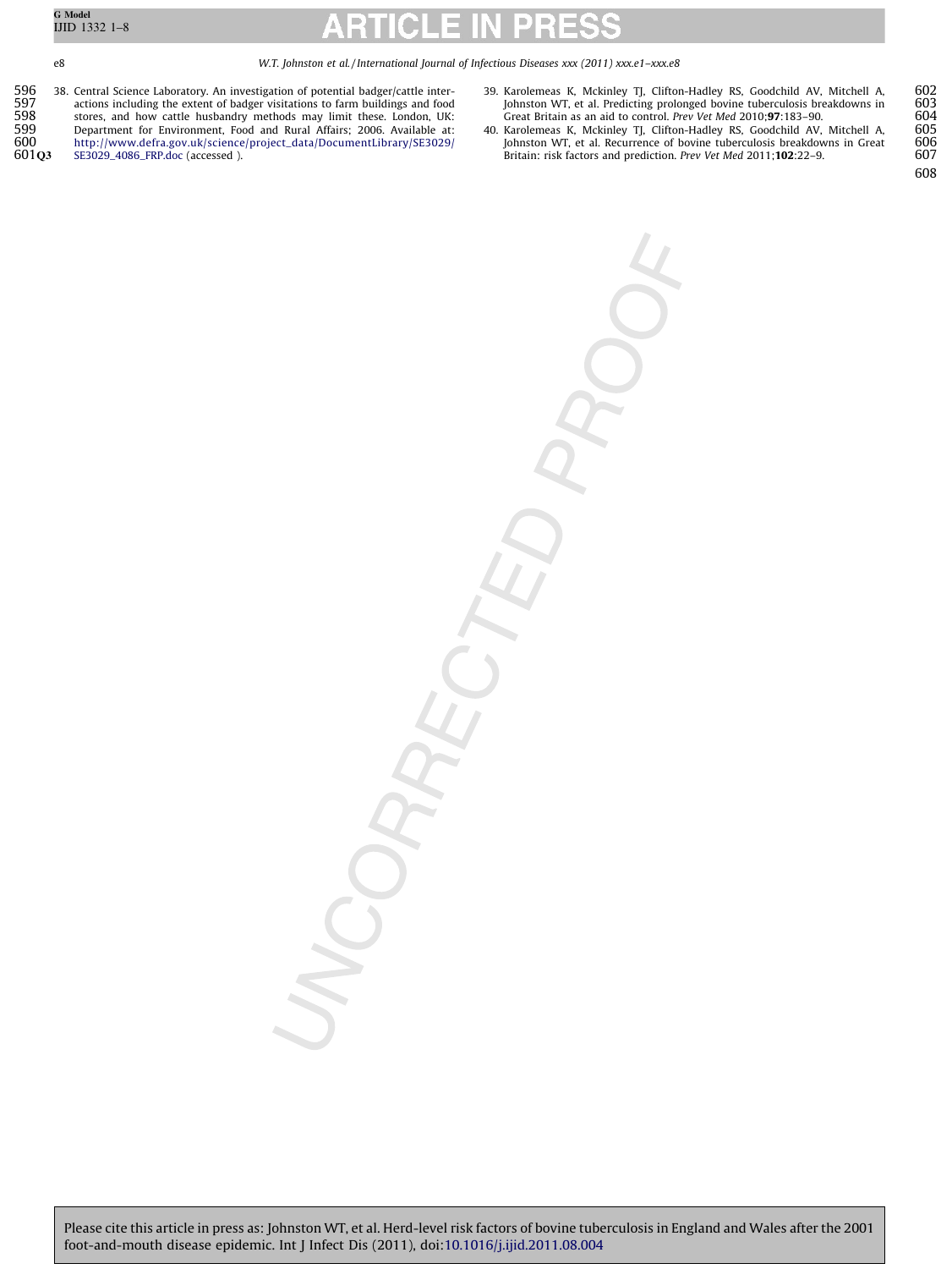38. Central Science Laboratory. An investigation of potential badger/cattle interactions including the extent of badger visitations to farm buildings and food stores, and how cattle husbandry methods may limit these. London, UK: Department for Environment, Food and Rural Affairs; 2006. Available at: http://www.defra.gov.uk/science/project_data/DocumentLibrary/SE3029/SE3029_4086_FRP.doc (accessed ).
39. Karolemeas K, Mckinley TJ, Clifton-Hadley RS, Goodchild AV, Mitchell A, Johnston WT, et al. Predicting prolonged bovine tuberculosis breakdowns in Great Britain as an aid to control. *Prev Vet Med* 2010;**97**:183–90.
40. Karolemeas K, Mckinley TJ, Clifton-Hadley RS, Goodchild AV, Mitchell A, Johnston WT, et al. Recurrence of bovine tuberculosis breakdowns in Great Britain: risk factors and prediction. *Prev Vet Med* 2011;**102**:22–9.

Please cite this article in press as: Johnston WT, et al. Herd-level risk factors of bovine tuberculosis in England and Wales after the 2001 foot-and-mouth disease epidemic. Int J Infect Dis (2011), doi:10.1016/j.ijid.2011.08.004